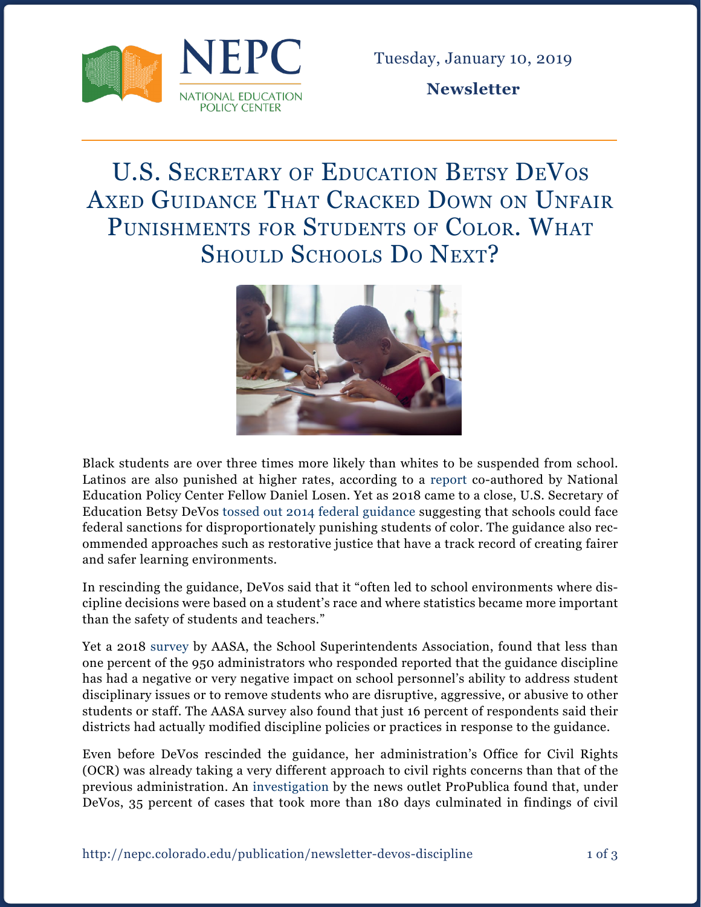NEPC

NATIONAL EDUCATION POLICY CENTER

Tuesday, January 10, 2019

**Newsletter**

# U.S. Secretary of Education Betsy DeVos Axed Guidance That Cracked Down on Unfair Punishments for Students of Color. What Should Schools Do Next?

Black students are over three times more likely than whites to be suspended from school. Latinos are also punished at higher rates, according to a report co-authored by National Education Policy Center Fellow Daniel Losen. Yet as 2018 came to a close, U.S. Secretary of Education Betsy DeVos tossed out 2014 federal guidance suggesting that schools could face federal sanctions for disproportionately punishing students of color. The guidance also recommended approaches such as restorative justice that have a track record of creating fairer and safer learning environments.

In rescinding the guidance, DeVos said that it "often led to school environments where discipline decisions were based on a student's race and where statistics became more important than the safety of students and teachers."

Yet a 2018 survey by AASA, the School Superintendents Association, found that less than one percent of the 950 administrators who responded reported that the guidance discipline has had a negative or very negative impact on school personnel's ability to address student disciplinary issues or to remove students who are disruptive, aggressive, or abusive to other students or staff. The AASA survey also found that just 16 percent of respondents said their districts had actually modified discipline policies or practices in response to the guidance.

Even before DeVos rescinded the guidance, her administration's Office for Civil Rights (OCR) was already taking a very different approach to civil rights concerns than that of the previous administration. An investigation by the news outlet ProPublica found that, under DeVos, 35 percent of cases that took more than 180 days culminated in findings of civil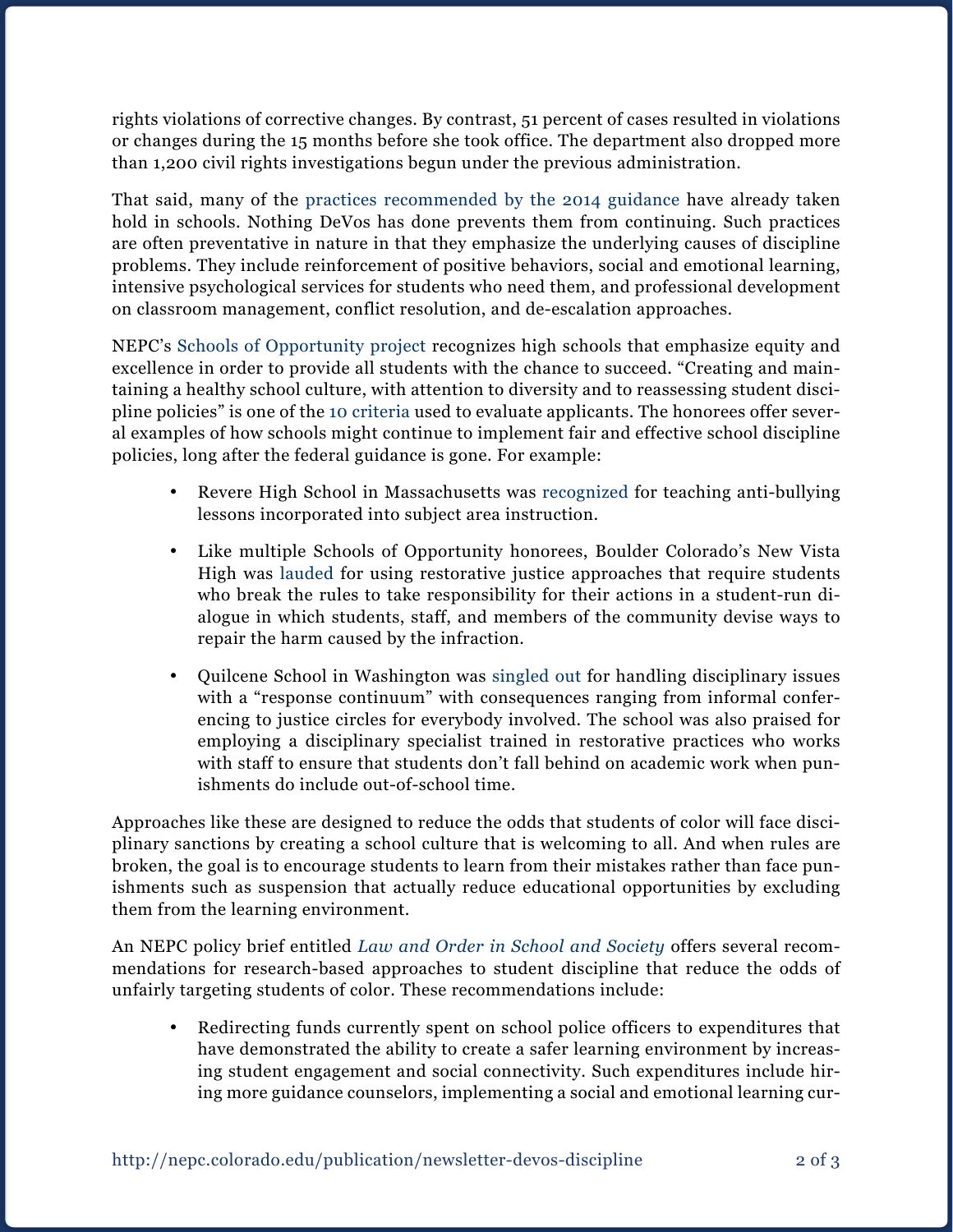rights violations of corrective changes. By contrast, 51 percent of cases resulted in violations or changes during the 15 months before she took office. The department also dropped more than 1,200 civil rights investigations begun under the previous administration.

That said, many of the practices recommended by the 2014 guidance have already taken hold in schools. Nothing DeVos has done prevents them from continuing. Such practices are often preventative in nature in that they emphasize the underlying causes of discipline problems. They include reinforcement of positive behaviors, social and emotional learning, intensive psychological services for students who need them, and professional development on classroom management, conflict resolution, and de-escalation approaches.

NEPC's Schools of Opportunity project recognizes high schools that emphasize equity and excellence in order to provide all students with the chance to succeed. "Creating and maintaining a healthy school culture, with attention to diversity and to reassessing student discipline policies" is one of the 10 criteria used to evaluate applicants. The honorees offer several examples of how schools might continue to implement fair and effective school discipline policies, long after the federal guidance is gone. For example:

- Revere High School in Massachusetts was recognized for teaching anti-bullying lessons incorporated into subject area instruction.
- Like multiple Schools of Opportunity honorees, Boulder Colorado's New Vista High was lauded for using restorative justice approaches that require students who break the rules to take responsibility for their actions in a student-run dialogue in which students, staff, and members of the community devise ways to repair the harm caused by the infraction.
- Quilcene School in Washington was singled out for handling disciplinary issues with a "response continuum" with consequences ranging from informal conferencing to justice circles for everybody involved. The school was also praised for employing a disciplinary specialist trained in restorative practices who works with staff to ensure that students don't fall behind on academic work when punishments do include out-of-school time.

Approaches like these are designed to reduce the odds that students of color will face disciplinary sanctions by creating a school culture that is welcoming to all. And when rules are broken, the goal is to encourage students to learn from their mistakes rather than face punishments such as suspension that actually reduce educational opportunities by excluding them from the learning environment.

An NEPC policy brief entitled *Law and Order in School and Society* offers several recommendations for research-based approaches to student discipline that reduce the odds of unfairly targeting students of color. These recommendations include:

- Redirecting funds currently spent on school police officers to expenditures that have demonstrated the ability to create a safer learning environment by increasing student engagement and social connectivity. Such expenditures include hiring more guidance counselors, implementing a social and emotional learning cur-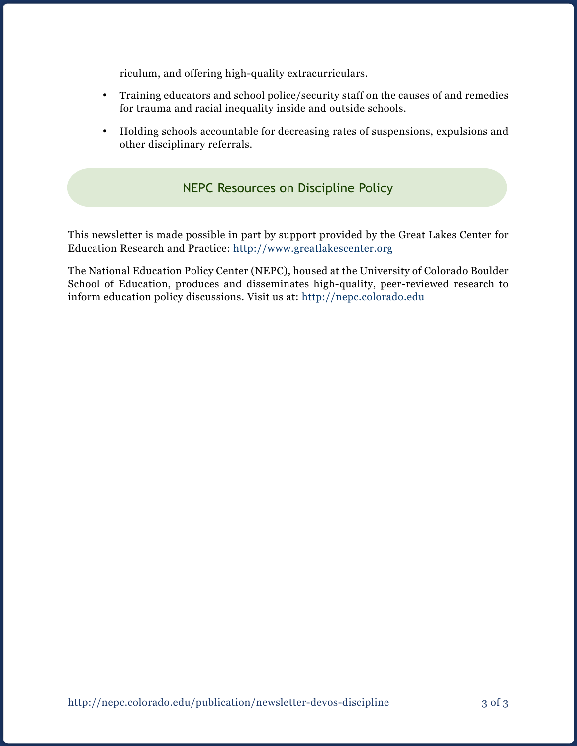riculum, and offering high-quality extracurriculars.

- Training educators and school police/security staff on the causes of and remedies for trauma and racial inequality inside and outside schools.
- Holding schools accountable for decreasing rates of suspensions, expulsions and other disciplinary referrals.

## NEPC Resources on Discipline Policy

This newsletter is made possible in part by support provided by the Great Lakes Center for Education Research and Practice: http://www.greatlakescenter.org

The National Education Policy Center (NEPC), housed at the University of Colorado Boulder School of Education, produces and disseminates high-quality, peer-reviewed research to inform education policy discussions. Visit us at: http://nepc.colorado.edu